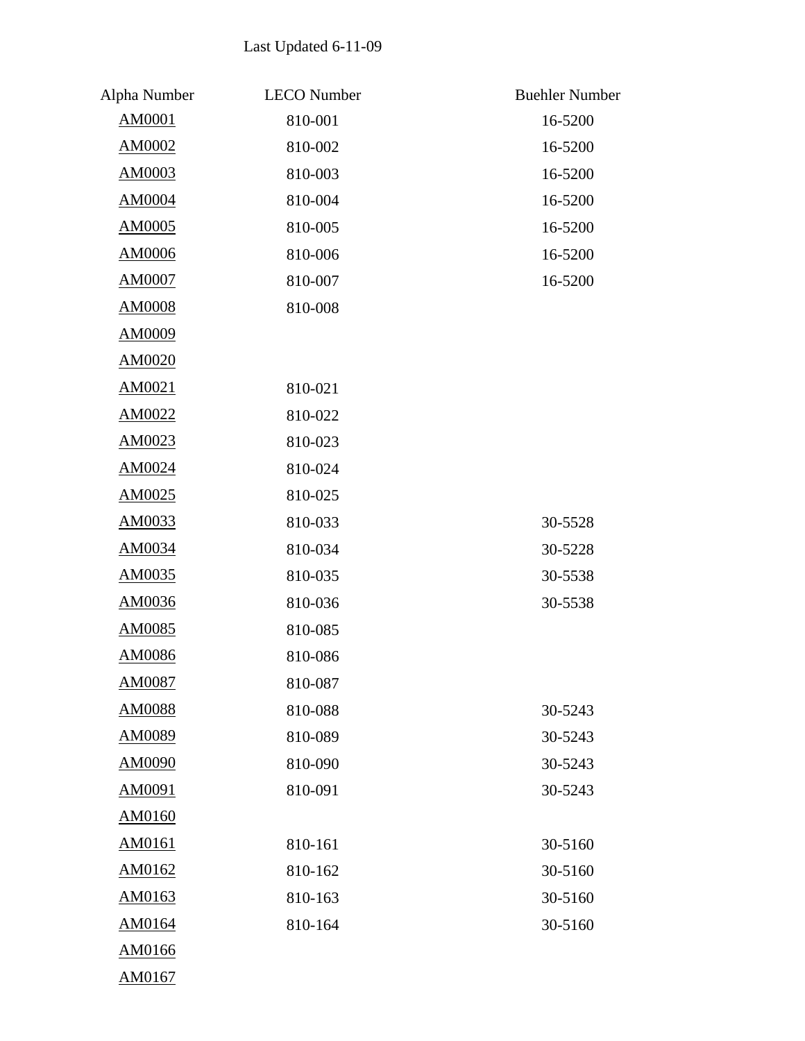Last Updated 6-11-09

| Alpha Number | LECO Number | Buehler Number |
| --- | --- | --- |
| AM0001 | 810-001 | 16-5200 |
| AM0002 | 810-002 | 16-5200 |
| AM0003 | 810-003 | 16-5200 |
| AM0004 | 810-004 | 16-5200 |
| AM0005 | 810-005 | 16-5200 |
| AM0006 | 810-006 | 16-5200 |
| AM0007 | 810-007 | 16-5200 |
| AM0008 | 810-008 | |
| AM0009 | | |
| AM0020 | | |
| AM0021 | 810-021 | |
| AM0022 | 810-022 | |
| AM0023 | 810-023 | |
| AM0024 | 810-024 | |
| AM0025 | 810-025 | |
| AM0033 | 810-033 | 30-5528 |
| AM0034 | 810-034 | 30-5228 |
| AM0035 | 810-035 | 30-5538 |
| AM0036 | 810-036 | 30-5538 |
| AM0085 | 810-085 | |
| AM0086 | 810-086 | |
| AM0087 | 810-087 | |
| AM0088 | 810-088 | 30-5243 |
| AM0089 | 810-089 | 30-5243 |
| AM0090 | 810-090 | 30-5243 |
| AM0091 | 810-091 | 30-5243 |
| AM0160 | | |
| AM0161 | 810-161 | 30-5160 |
| AM0162 | 810-162 | 30-5160 |
| AM0163 | 810-163 | 30-5160 |
| AM0164 | 810-164 | 30-5160 |
| AM0166 | | |
| AM0167 | | |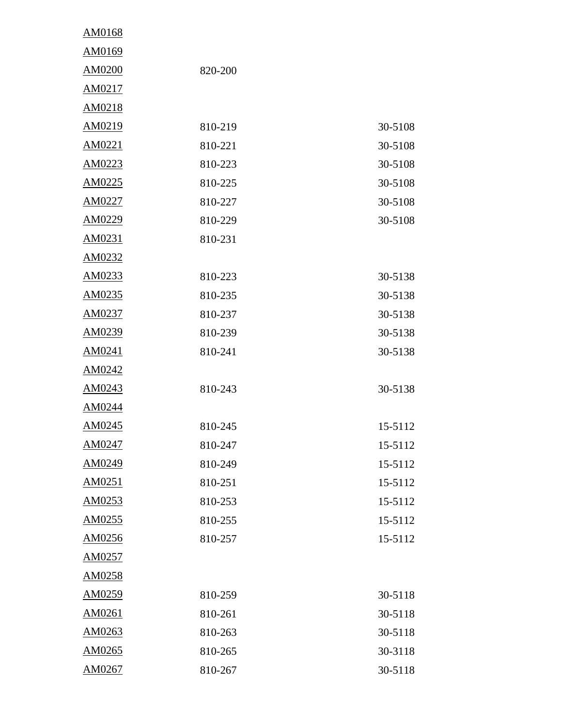| | | |
|---|---|---|
| AM0168 | | |
| AM0169 | | |
| AM0200 | 820-200 | |
| AM0217 | | |
| AM0218 | | |
| AM0219 | 810-219 | 30-5108 |
| AM0221 | 810-221 | 30-5108 |
| AM0223 | 810-223 | 30-5108 |
| AM0225 | 810-225 | 30-5108 |
| AM0227 | 810-227 | 30-5108 |
| AM0229 | 810-229 | 30-5108 |
| AM0231 | 810-231 | |
| AM0232 | | |
| AM0233 | 810-223 | 30-5138 |
| AM0235 | 810-235 | 30-5138 |
| AM0237 | 810-237 | 30-5138 |
| AM0239 | 810-239 | 30-5138 |
| AM0241 | 810-241 | 30-5138 |
| AM0242 | | |
| AM0243 | 810-243 | 30-5138 |
| AM0244 | | |
| AM0245 | 810-245 | 15-5112 |
| AM0247 | 810-247 | 15-5112 |
| AM0249 | 810-249 | 15-5112 |
| AM0251 | 810-251 | 15-5112 |
| AM0253 | 810-253 | 15-5112 |
| AM0255 | 810-255 | 15-5112 |
| AM0256 | 810-257 | 15-5112 |
| AM0257 | | |
| AM0258 | | |
| AM0259 | 810-259 | 30-5118 |
| AM0261 | 810-261 | 30-5118 |
| AM0263 | 810-263 | 30-5118 |
| AM0265 | 810-265 | 30-3118 |
| AM0267 | 810-267 | 30-5118 |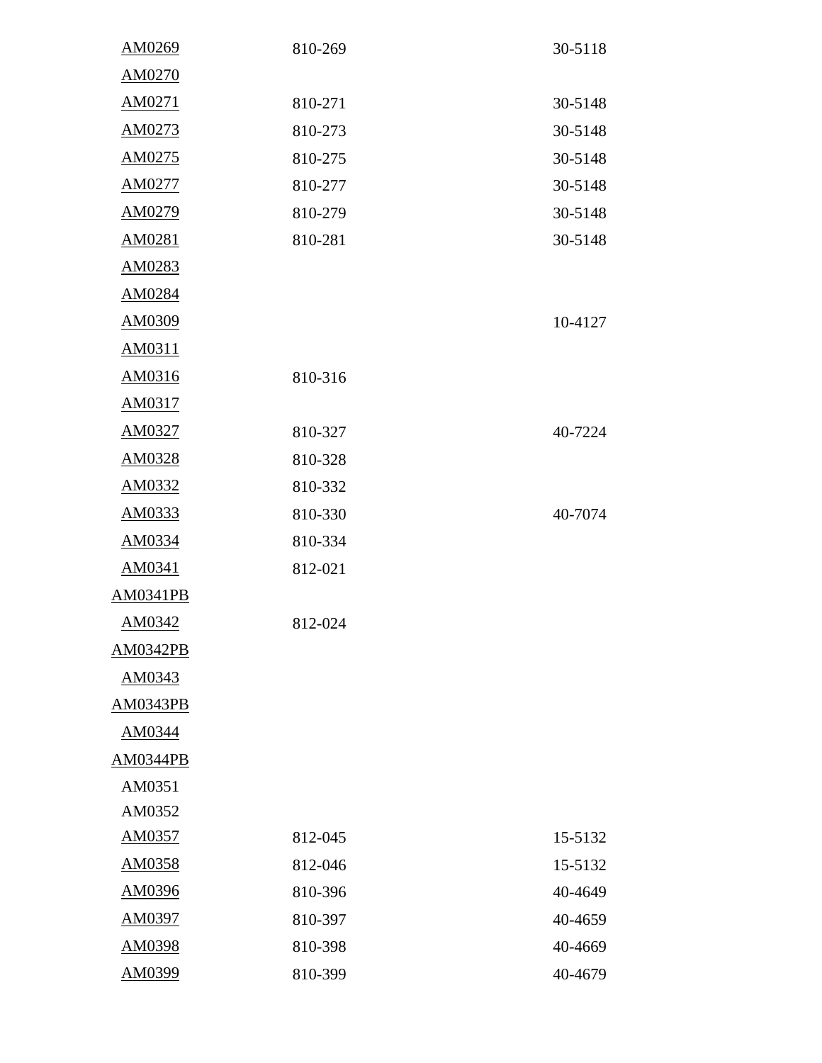| | | |
|---|---|---|
| AM0269 | 810-269 | 30-5118 |
| AM0270 | | |
| AM0271 | 810-271 | 30-5148 |
| AM0273 | 810-273 | 30-5148 |
| AM0275 | 810-275 | 30-5148 |
| AM0277 | 810-277 | 30-5148 |
| AM0279 | 810-279 | 30-5148 |
| AM0281 | 810-281 | 30-5148 |
| AM0283 | | |
| AM0284 | | |
| AM0309 | | 10-4127 |
| AM0311 | | |
| AM0316 | 810-316 | |
| AM0317 | | |
| AM0327 | 810-327 | 40-7224 |
| AM0328 | 810-328 | |
| AM0332 | 810-332 | |
| AM0333 | 810-330 | 40-7074 |
| AM0334 | 810-334 | |
| AM0341 | 812-021 | |
| AM0341PB | | |
| AM0342 | 812-024 | |
| AM0342PB | | |
| AM0343 | | |
| AM0343PB | | |
| AM0344 | | |
| AM0344PB | | |
| AM0351 | | |
| AM0352 | | |
| AM0357 | 812-045 | 15-5132 |
| AM0358 | 812-046 | 15-5132 |
| AM0396 | 810-396 | 40-4649 |
| AM0397 | 810-397 | 40-4659 |
| AM0398 | 810-398 | 40-4669 |
| AM0399 | 810-399 | 40-4679 |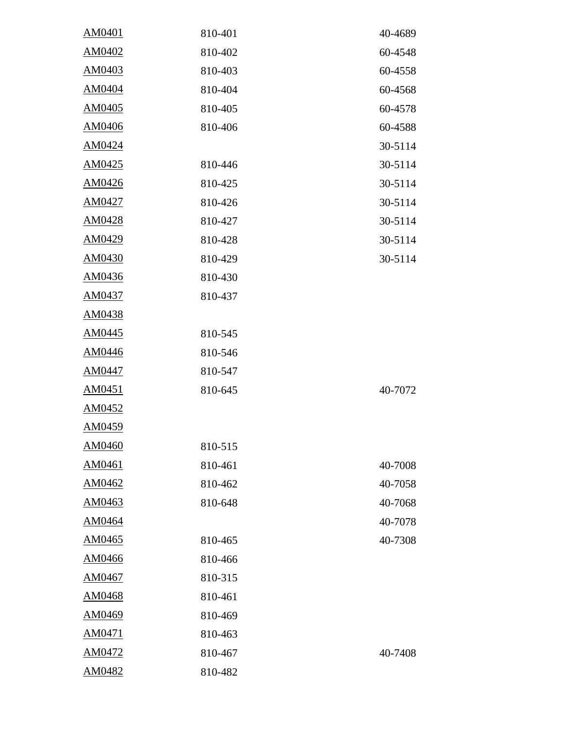| | | |
|---|---|---|
| AM0401 | 810-401 | 40-4689 |
| AM0402 | 810-402 | 60-4548 |
| AM0403 | 810-403 | 60-4558 |
| AM0404 | 810-404 | 60-4568 |
| AM0405 | 810-405 | 60-4578 |
| AM0406 | 810-406 | 60-4588 |
| AM0424 | | 30-5114 |
| AM0425 | 810-446 | 30-5114 |
| AM0426 | 810-425 | 30-5114 |
| AM0427 | 810-426 | 30-5114 |
| AM0428 | 810-427 | 30-5114 |
| AM0429 | 810-428 | 30-5114 |
| AM0430 | 810-429 | 30-5114 |
| AM0436 | 810-430 | |
| AM0437 | 810-437 | |
| AM0438 | | |
| AM0445 | 810-545 | |
| AM0446 | 810-546 | |
| AM0447 | 810-547 | |
| AM0451 | 810-645 | 40-7072 |
| AM0452 | | |
| AM0459 | | |
| AM0460 | 810-515 | |
| AM0461 | 810-461 | 40-7008 |
| AM0462 | 810-462 | 40-7058 |
| AM0463 | 810-648 | 40-7068 |
| AM0464 | | 40-7078 |
| AM0465 | 810-465 | 40-7308 |
| AM0466 | 810-466 | |
| AM0467 | 810-315 | |
| AM0468 | 810-461 | |
| AM0469 | 810-469 | |
| AM0471 | 810-463 | |
| AM0472 | 810-467 | 40-7408 |
| AM0482 | 810-482 | |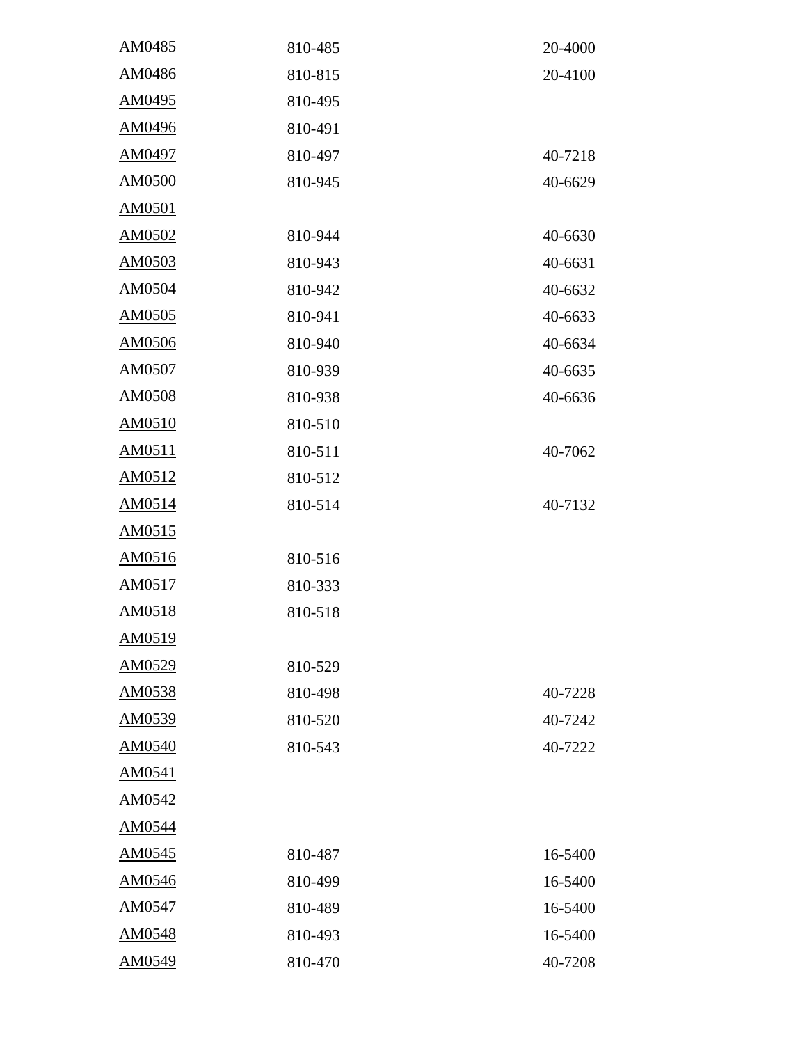| | | |
|---|---|---|
| AM0485 | 810-485 | 20-4000 |
| AM0486 | 810-815 | 20-4100 |
| AM0495 | 810-495 | |
| AM0496 | 810-491 | |
| AM0497 | 810-497 | 40-7218 |
| AM0500 | 810-945 | 40-6629 |
| AM0501 | | |
| AM0502 | 810-944 | 40-6630 |
| AM0503 | 810-943 | 40-6631 |
| AM0504 | 810-942 | 40-6632 |
| AM0505 | 810-941 | 40-6633 |
| AM0506 | 810-940 | 40-6634 |
| AM0507 | 810-939 | 40-6635 |
| AM0508 | 810-938 | 40-6636 |
| AM0510 | 810-510 | |
| AM0511 | 810-511 | 40-7062 |
| AM0512 | 810-512 | |
| AM0514 | 810-514 | 40-7132 |
| AM0515 | | |
| AM0516 | 810-516 | |
| AM0517 | 810-333 | |
| AM0518 | 810-518 | |
| AM0519 | | |
| AM0529 | 810-529 | |
| AM0538 | 810-498 | 40-7228 |
| AM0539 | 810-520 | 40-7242 |
| AM0540 | 810-543 | 40-7222 |
| AM0541 | | |
| AM0542 | | |
| AM0544 | | |
| AM0545 | 810-487 | 16-5400 |
| AM0546 | 810-499 | 16-5400 |
| AM0547 | 810-489 | 16-5400 |
| AM0548 | 810-493 | 16-5400 |
| AM0549 | 810-470 | 40-7208 |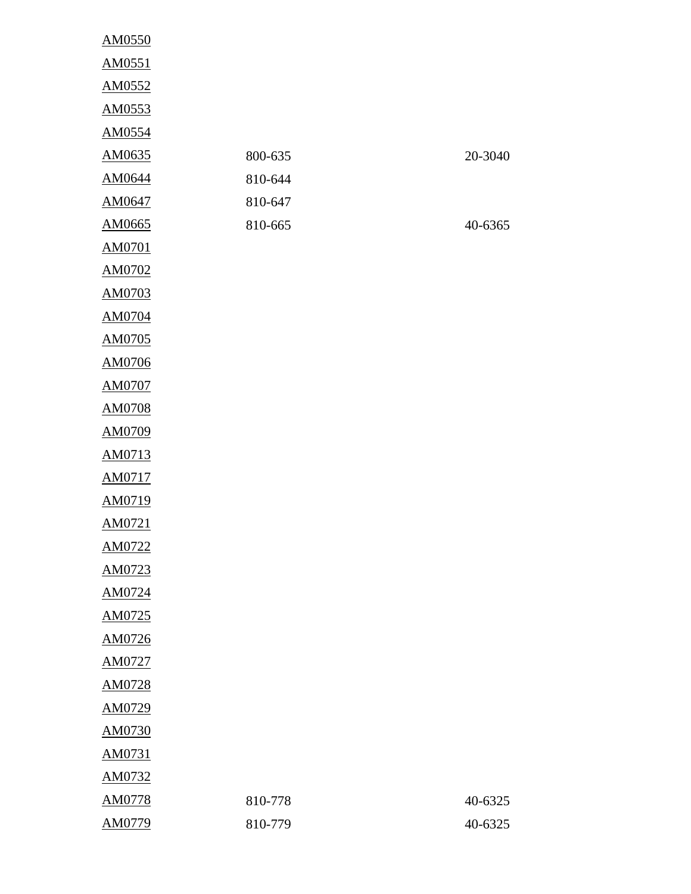| | | |
|---|---|---|
| AM0550 | | |
| AM0551 | | |
| AM0552 | | |
| AM0553 | | |
| AM0554 | | |
| AM0635 | 800-635 | 20-3040 |
| AM0644 | 810-644 | |
| AM0647 | 810-647 | |
| AM0665 | 810-665 | 40-6365 |
| AM0701 | | |
| AM0702 | | |
| AM0703 | | |
| AM0704 | | |
| AM0705 | | |
| AM0706 | | |
| AM0707 | | |
| AM0708 | | |
| AM0709 | | |
| AM0713 | | |
| AM0717 | | |
| AM0719 | | |
| AM0721 | | |
| AM0722 | | |
| AM0723 | | |
| AM0724 | | |
| AM0725 | | |
| AM0726 | | |
| AM0727 | | |
| AM0728 | | |
| AM0729 | | |
| AM0730 | | |
| AM0731 | | |
| AM0732 | | |
| AM0778 | 810-778 | 40-6325 |
| AM0779 | 810-779 | 40-6325 |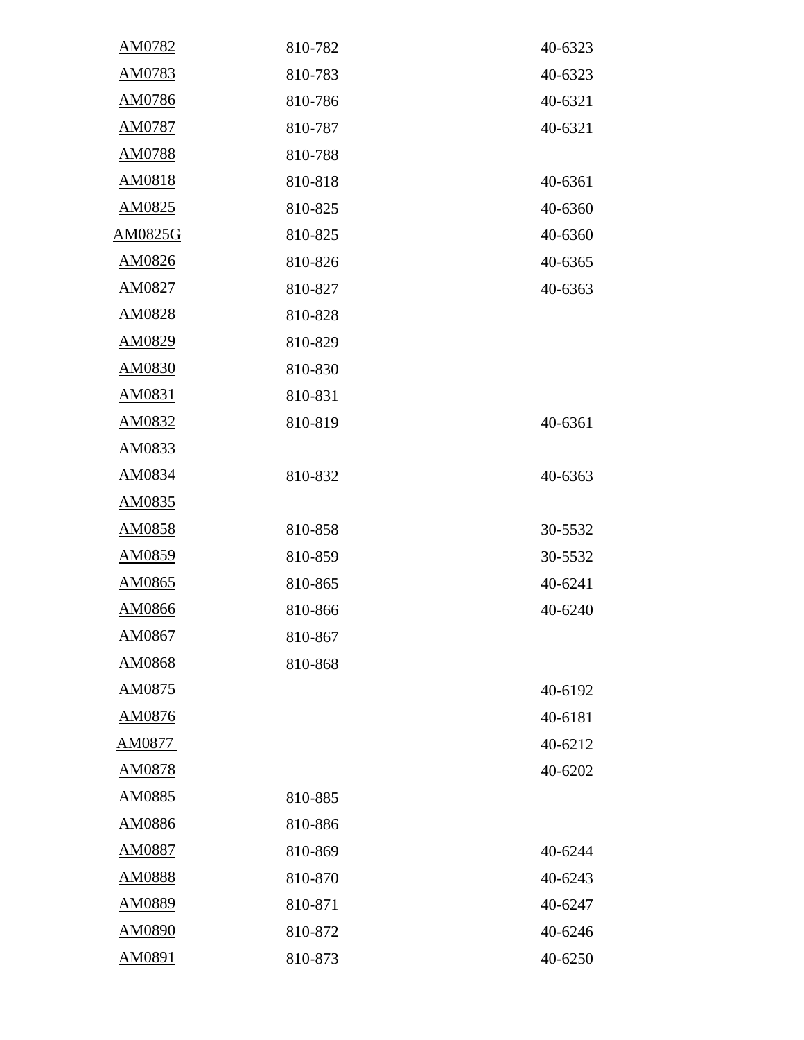| | | |
|---|---|---|
| AM0782 | 810-782 | 40-6323 |
| AM0783 | 810-783 | 40-6323 |
| AM0786 | 810-786 | 40-6321 |
| AM0787 | 810-787 | 40-6321 |
| AM0788 | 810-788 | |
| AM0818 | 810-818 | 40-6361 |
| AM0825 | 810-825 | 40-6360 |
| AM0825G | 810-825 | 40-6360 |
| AM0826 | 810-826 | 40-6365 |
| AM0827 | 810-827 | 40-6363 |
| AM0828 | 810-828 | |
| AM0829 | 810-829 | |
| AM0830 | 810-830 | |
| AM0831 | 810-831 | |
| AM0832 | 810-819 | 40-6361 |
| AM0833 | | |
| AM0834 | 810-832 | 40-6363 |
| AM0835 | | |
| AM0858 | 810-858 | 30-5532 |
| AM0859 | 810-859 | 30-5532 |
| AM0865 | 810-865 | 40-6241 |
| AM0866 | 810-866 | 40-6240 |
| AM0867 | 810-867 | |
| AM0868 | 810-868 | |
| AM0875 | | 40-6192 |
| AM0876 | | 40-6181 |
| AM0877 | | 40-6212 |
| AM0878 | | 40-6202 |
| AM0885 | 810-885 | |
| AM0886 | 810-886 | |
| AM0887 | 810-869 | 40-6244 |
| AM0888 | 810-870 | 40-6243 |
| AM0889 | 810-871 | 40-6247 |
| AM0890 | 810-872 | 40-6246 |
| AM0891 | 810-873 | 40-6250 |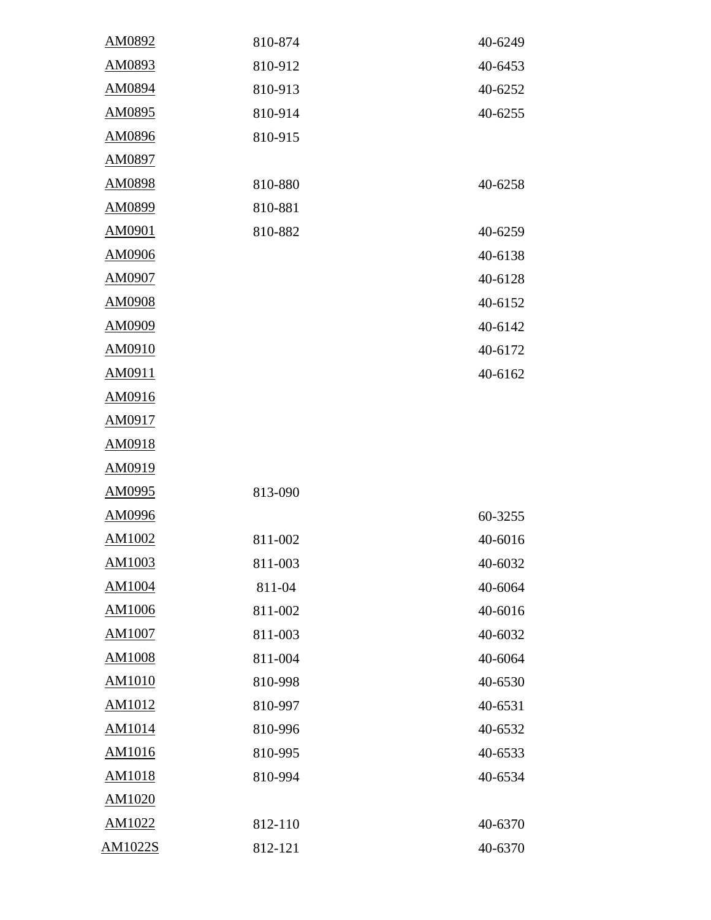| | | |
|---|---|---|
| AM0892 | 810-874 | 40-6249 |
| AM0893 | 810-912 | 40-6453 |
| AM0894 | 810-913 | 40-6252 |
| AM0895 | 810-914 | 40-6255 |
| AM0896 | 810-915 | |
| AM0897 | | |
| AM0898 | 810-880 | 40-6258 |
| AM0899 | 810-881 | |
| AM0901 | 810-882 | 40-6259 |
| AM0906 | | 40-6138 |
| AM0907 | | 40-6128 |
| AM0908 | | 40-6152 |
| AM0909 | | 40-6142 |
| AM0910 | | 40-6172 |
| AM0911 | | 40-6162 |
| AM0916 | | |
| AM0917 | | |
| AM0918 | | |
| AM0919 | | |
| AM0995 | 813-090 | |
| AM0996 | | 60-3255 |
| AM1002 | 811-002 | 40-6016 |
| AM1003 | 811-003 | 40-6032 |
| AM1004 | 811-04 | 40-6064 |
| AM1006 | 811-002 | 40-6016 |
| AM1007 | 811-003 | 40-6032 |
| AM1008 | 811-004 | 40-6064 |
| AM1010 | 810-998 | 40-6530 |
| AM1012 | 810-997 | 40-6531 |
| AM1014 | 810-996 | 40-6532 |
| AM1016 | 810-995 | 40-6533 |
| AM1018 | 810-994 | 40-6534 |
| AM1020 | | |
| AM1022 | 812-110 | 40-6370 |
| AM1022S | 812-121 | 40-6370 |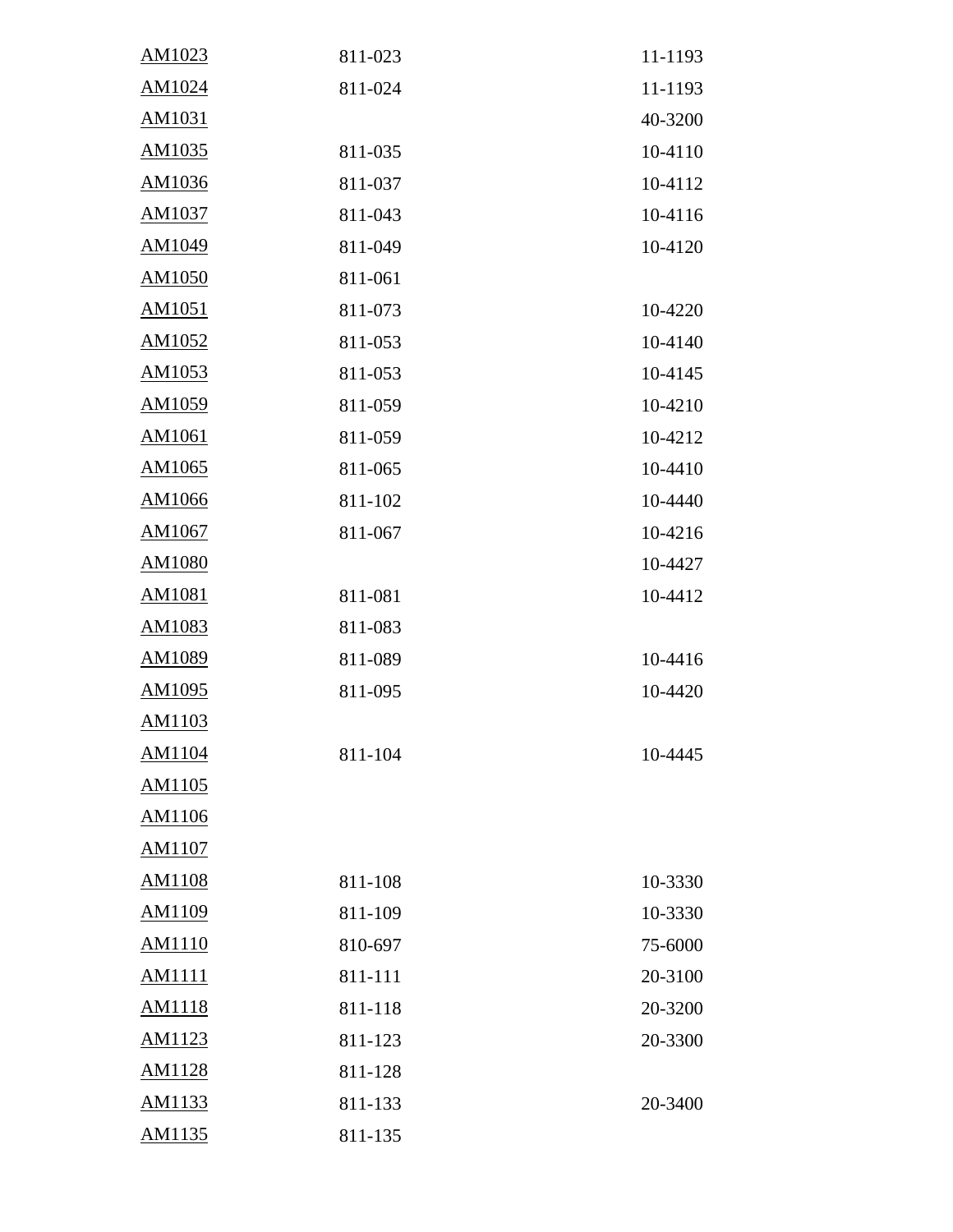| | | |
|---|---|---|
| AM1023 | 811-023 | 11-1193 |
| AM1024 | 811-024 | 11-1193 |
| AM1031 | | 40-3200 |
| AM1035 | 811-035 | 10-4110 |
| AM1036 | 811-037 | 10-4112 |
| AM1037 | 811-043 | 10-4116 |
| AM1049 | 811-049 | 10-4120 |
| AM1050 | 811-061 | |
| AM1051 | 811-073 | 10-4220 |
| AM1052 | 811-053 | 10-4140 |
| AM1053 | 811-053 | 10-4145 |
| AM1059 | 811-059 | 10-4210 |
| AM1061 | 811-059 | 10-4212 |
| AM1065 | 811-065 | 10-4410 |
| AM1066 | 811-102 | 10-4440 |
| AM1067 | 811-067 | 10-4216 |
| AM1080 | | 10-4427 |
| AM1081 | 811-081 | 10-4412 |
| AM1083 | 811-083 | |
| AM1089 | 811-089 | 10-4416 |
| AM1095 | 811-095 | 10-4420 |
| AM1103 | | |
| AM1104 | 811-104 | 10-4445 |
| AM1105 | | |
| AM1106 | | |
| AM1107 | | |
| AM1108 | 811-108 | 10-3330 |
| AM1109 | 811-109 | 10-3330 |
| AM1110 | 810-697 | 75-6000 |
| AM1111 | 811-111 | 20-3100 |
| AM1118 | 811-118 | 20-3200 |
| AM1123 | 811-123 | 20-3300 |
| AM1128 | 811-128 | |
| AM1133 | 811-133 | 20-3400 |
| AM1135 | 811-135 | |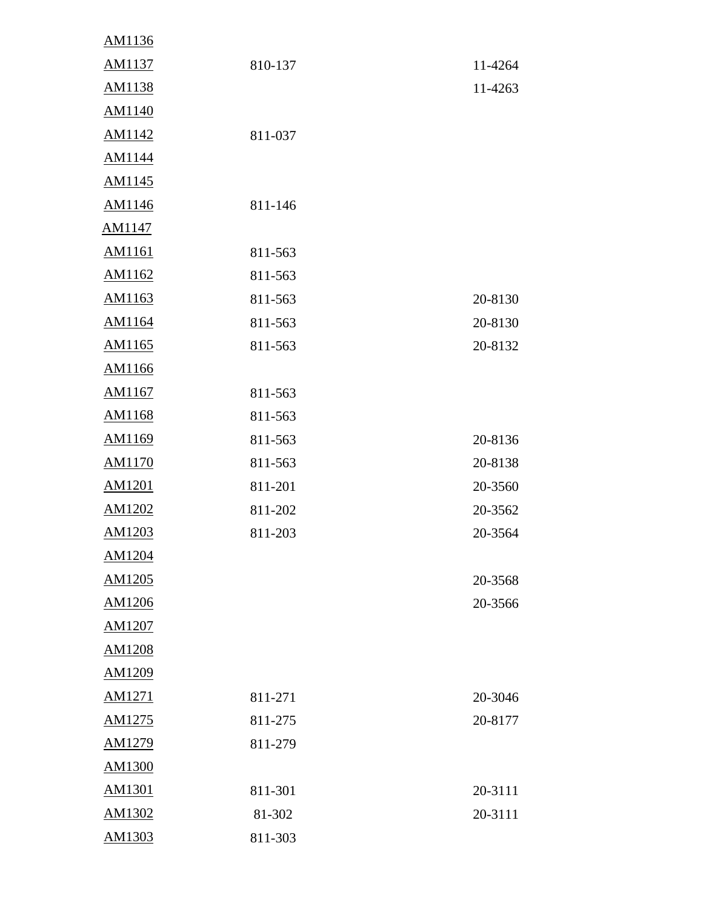| | | |
|---|---|---|
| AM1136 | | |
| AM1137 | 810-137 | 11-4264 |
| AM1138 | | 11-4263 |
| AM1140 | | |
| AM1142 | 811-037 | |
| AM1144 | | |
| AM1145 | | |
| AM1146 | 811-146 | |
| AM1147 | | |
| AM1161 | 811-563 | |
| AM1162 | 811-563 | |
| AM1163 | 811-563 | 20-8130 |
| AM1164 | 811-563 | 20-8130 |
| AM1165 | 811-563 | 20-8132 |
| AM1166 | | |
| AM1167 | 811-563 | |
| AM1168 | 811-563 | |
| AM1169 | 811-563 | 20-8136 |
| AM1170 | 811-563 | 20-8138 |
| AM1201 | 811-201 | 20-3560 |
| AM1202 | 811-202 | 20-3562 |
| AM1203 | 811-203 | 20-3564 |
| AM1204 | | |
| AM1205 | | 20-3568 |
| AM1206 | | 20-3566 |
| AM1207 | | |
| AM1208 | | |
| AM1209 | | |
| AM1271 | 811-271 | 20-3046 |
| AM1275 | 811-275 | 20-8177 |
| AM1279 | 811-279 | |
| AM1300 | | |
| AM1301 | 811-301 | 20-3111 |
| AM1302 | 81-302 | 20-3111 |
| AM1303 | 811-303 | |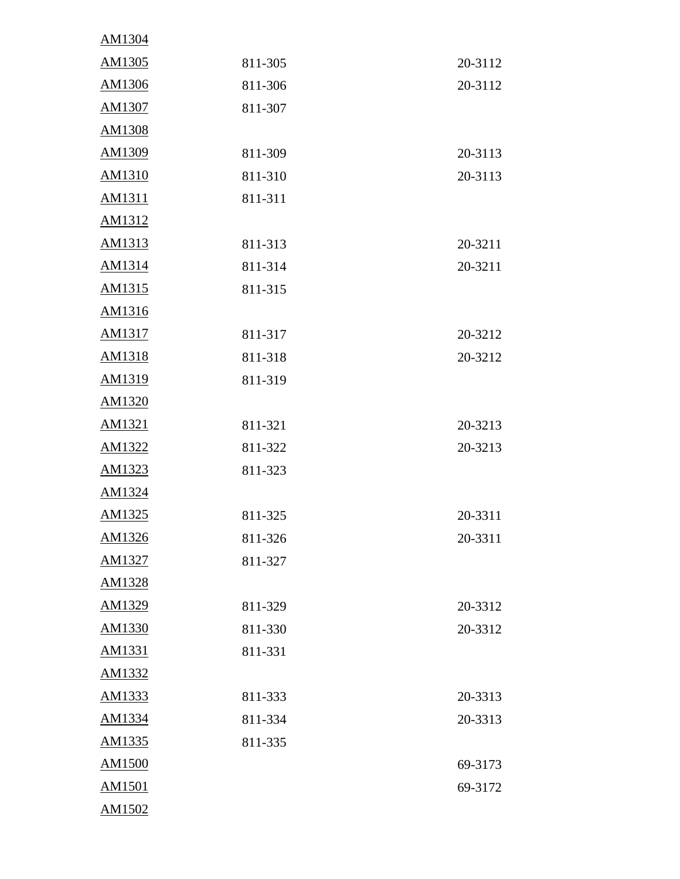| | | |
|---|---|---|
| AM1304 | | |
| AM1305 | 811-305 | 20-3112 |
| AM1306 | 811-306 | 20-3112 |
| AM1307 | 811-307 | |
| AM1308 | | |
| AM1309 | 811-309 | 20-3113 |
| AM1310 | 811-310 | 20-3113 |
| AM1311 | 811-311 | |
| AM1312 | | |
| AM1313 | 811-313 | 20-3211 |
| AM1314 | 811-314 | 20-3211 |
| AM1315 | 811-315 | |
| AM1316 | | |
| AM1317 | 811-317 | 20-3212 |
| AM1318 | 811-318 | 20-3212 |
| AM1319 | 811-319 | |
| AM1320 | | |
| AM1321 | 811-321 | 20-3213 |
| AM1322 | 811-322 | 20-3213 |
| AM1323 | 811-323 | |
| AM1324 | | |
| AM1325 | 811-325 | 20-3311 |
| AM1326 | 811-326 | 20-3311 |
| AM1327 | 811-327 | |
| AM1328 | | |
| AM1329 | 811-329 | 20-3312 |
| AM1330 | 811-330 | 20-3312 |
| AM1331 | 811-331 | |
| AM1332 | | |
| AM1333 | 811-333 | 20-3313 |
| AM1334 | 811-334 | 20-3313 |
| AM1335 | 811-335 | |
| AM1500 | | 69-3173 |
| AM1501 | | 69-3172 |
| AM1502 | | |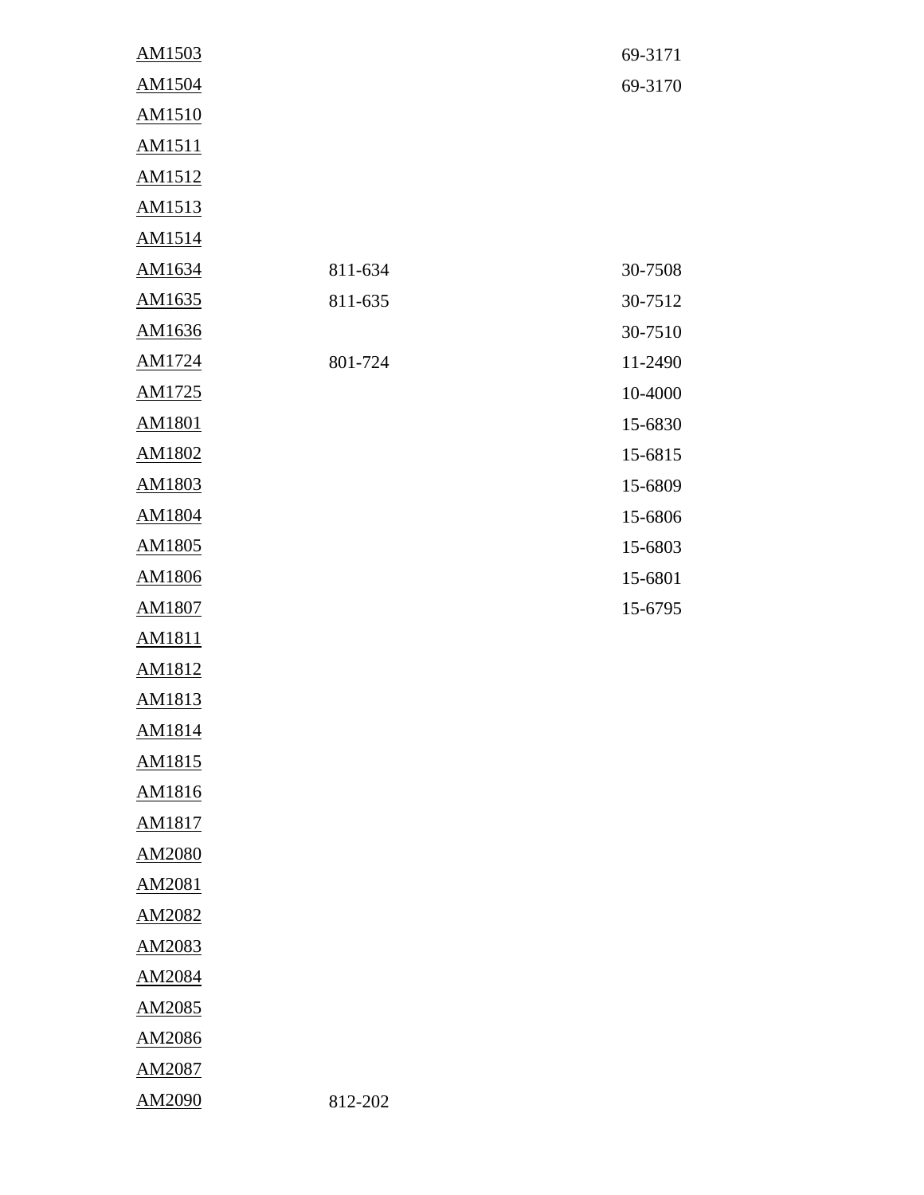| | | |
|---|---|---|
| AM1503 | | 69-3171 |
| AM1504 | | 69-3170 |
| AM1510 | | |
| AM1511 | | |
| AM1512 | | |
| AM1513 | | |
| AM1514 | | |
| AM1634 | 811-634 | 30-7508 |
| AM1635 | 811-635 | 30-7512 |
| AM1636 | | 30-7510 |
| AM1724 | 801-724 | 11-2490 |
| AM1725 | | 10-4000 |
| AM1801 | | 15-6830 |
| AM1802 | | 15-6815 |
| AM1803 | | 15-6809 |
| AM1804 | | 15-6806 |
| AM1805 | | 15-6803 |
| AM1806 | | 15-6801 |
| AM1807 | | 15-6795 |
| AM1811 | | |
| AM1812 | | |
| AM1813 | | |
| AM1814 | | |
| AM1815 | | |
| AM1816 | | |
| AM1817 | | |
| AM2080 | | |
| AM2081 | | |
| AM2082 | | |
| AM2083 | | |
| AM2084 | | |
| AM2085 | | |
| AM2086 | | |
| AM2087 | | |
| AM2090 | 812-202 | |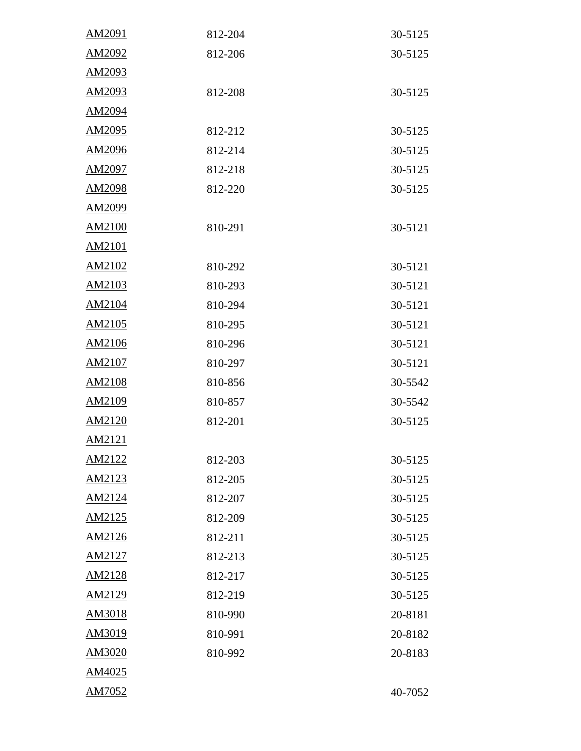| | | |
|---|---|---|
| AM2091 | 812-204 | 30-5125 |
| AM2092 | 812-206 | 30-5125 |
| AM2093 | | |
| AM2093 | 812-208 | 30-5125 |
| AM2094 | | |
| AM2095 | 812-212 | 30-5125 |
| AM2096 | 812-214 | 30-5125 |
| AM2097 | 812-218 | 30-5125 |
| AM2098 | 812-220 | 30-5125 |
| AM2099 | | |
| AM2100 | 810-291 | 30-5121 |
| AM2101 | | |
| AM2102 | 810-292 | 30-5121 |
| AM2103 | 810-293 | 30-5121 |
| AM2104 | 810-294 | 30-5121 |
| AM2105 | 810-295 | 30-5121 |
| AM2106 | 810-296 | 30-5121 |
| AM2107 | 810-297 | 30-5121 |
| AM2108 | 810-856 | 30-5542 |
| AM2109 | 810-857 | 30-5542 |
| AM2120 | 812-201 | 30-5125 |
| AM2121 | | |
| AM2122 | 812-203 | 30-5125 |
| AM2123 | 812-205 | 30-5125 |
| AM2124 | 812-207 | 30-5125 |
| AM2125 | 812-209 | 30-5125 |
| AM2126 | 812-211 | 30-5125 |
| AM2127 | 812-213 | 30-5125 |
| AM2128 | 812-217 | 30-5125 |
| AM2129 | 812-219 | 30-5125 |
| AM3018 | 810-990 | 20-8181 |
| AM3019 | 810-991 | 20-8182 |
| AM3020 | 810-992 | 20-8183 |
| AM4025 | | |
| AM7052 | | 40-7052 |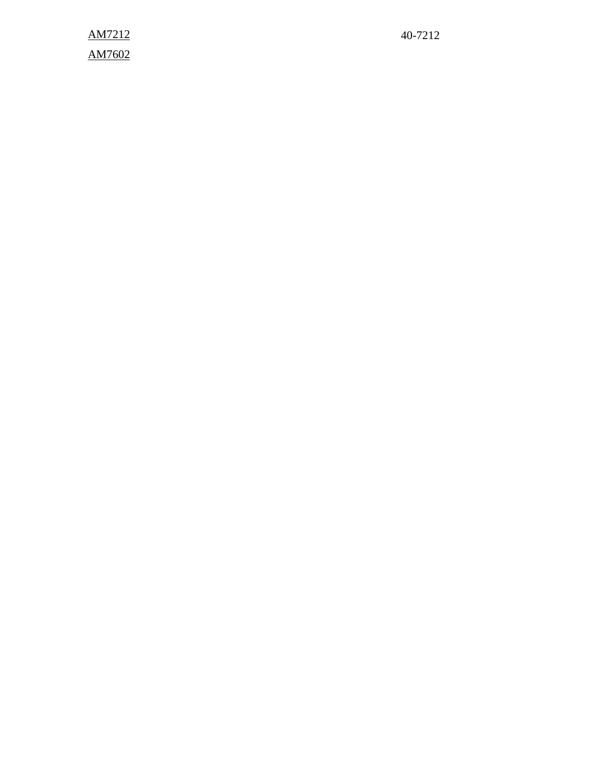<u>AM7212</u>

<u>AM7602</u>

40-7212